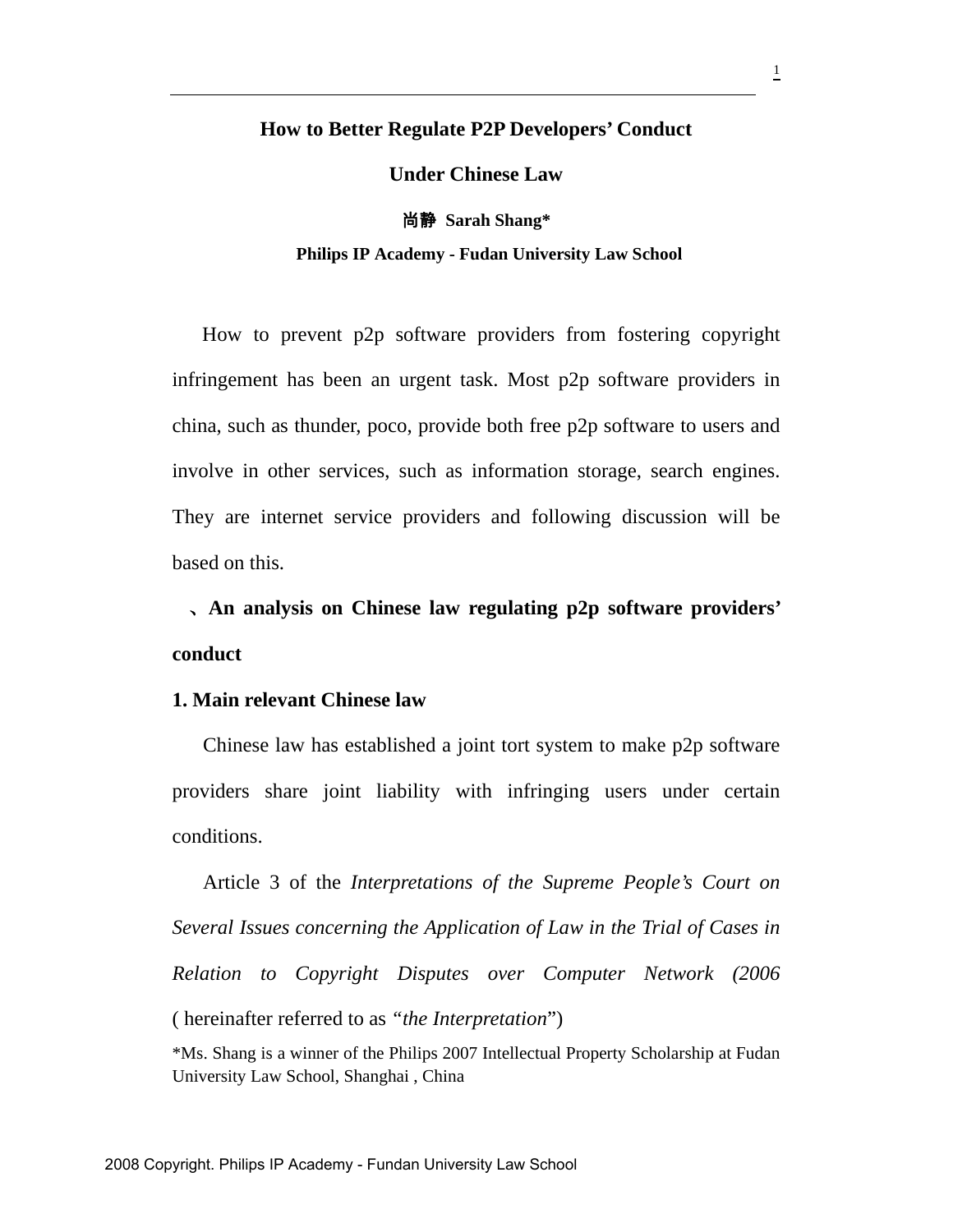# How to Better Regulate P2P Developers' Conduct

# Under Chinese Law

**尚静 Sarah Shang***

**Philips IP Academy - Fudan University Law School**

How to prevent p2p software providers from fostering copyright infringement has been an urgent task. Most p2p software providers in china, such as thunder, poco, provide both free p2p software to users and involve in other services, such as information storage, search engines. They are internet service providers and following discussion will be based on this.

## 、An analysis on Chinese law regulating p2p software providers' conduct

### 1. Main relevant Chinese law

Chinese law has established a joint tort system to make p2p software providers share joint liability with infringing users under certain conditions.

Article 3 of the *Interpretations of the Supreme People's Court on Several Issues concerning the Application of Law in the Trial of Cases in Relation to Copyright Disputes over Computer Network (2006* ( hereinafter referred to as *"the Interpretation*")

*Ms. Shang is a winner of the Philips 2007 Intellectual Property Scholarship at Fudan University Law School, Shanghai , China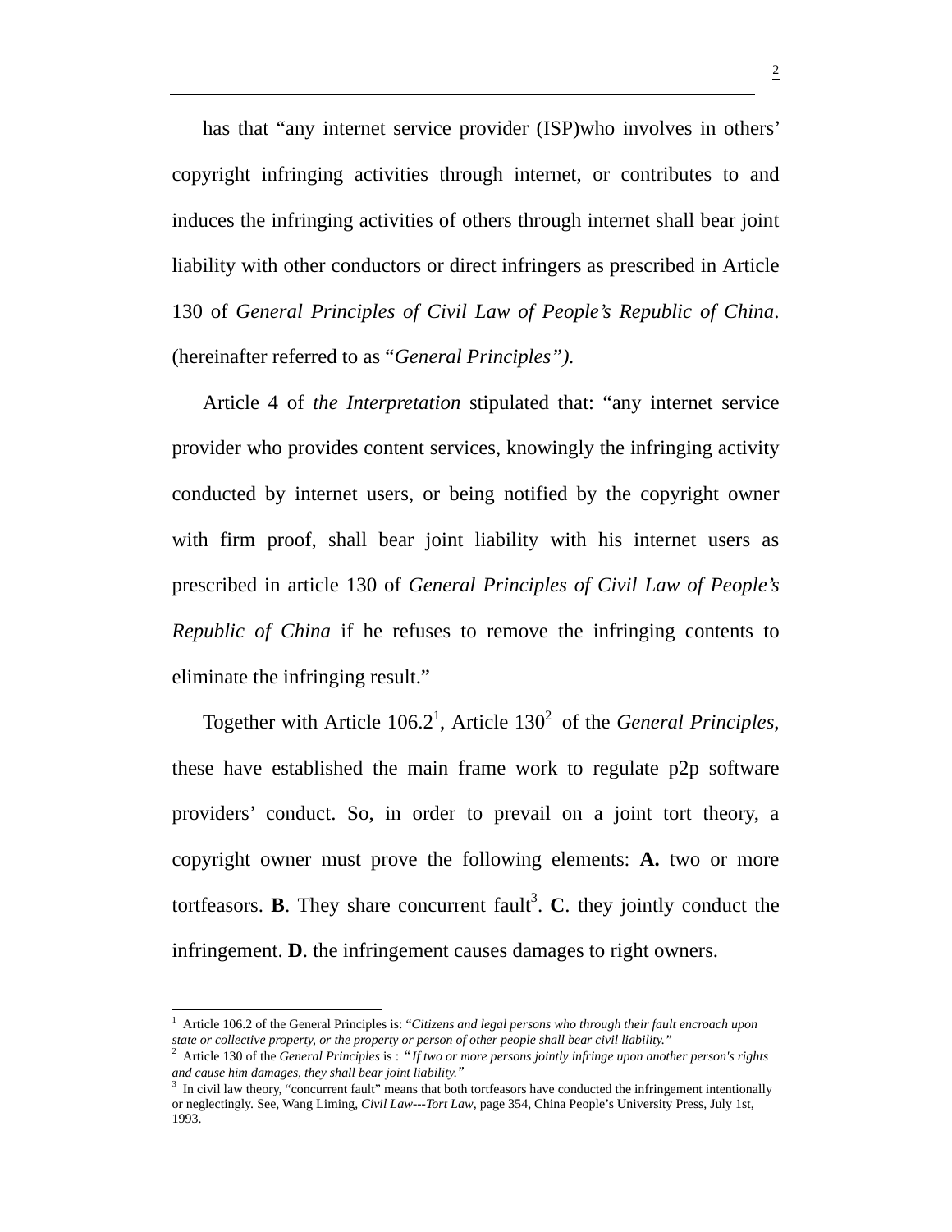has that "any internet service provider (ISP)who involves in others' copyright infringing activities through internet, or contributes to and induces the infringing activities of others through internet shall bear joint liability with other conductors or direct infringers as prescribed in Article 130 of *General Principles of Civil Law of People's Republic of China*. (hereinafter referred to as "*General Principles").*

Article 4 of *the Interpretation* stipulated that: "any internet service provider who provides content services, knowingly the infringing activity conducted by internet users, or being notified by the copyright owner with firm proof, shall bear joint liability with his internet users as prescribed in article 130 of *General Principles of Civil Law of People's Republic of China* if he refuses to remove the infringing contents to eliminate the infringing result."

Together with Article 106.2[1], Article 130[2] of the *General Principles*, these have established the main frame work to regulate p2p software providers' conduct. So, in order to prevail on a joint tort theory, a copyright owner must prove the following elements: **A.** two or more tortfeasors. **B**. They share concurrent fault[3]. **C**. they jointly conduct the infringement. **D**. the infringement causes damages to right owners.

---

[1] Article 106.2 of the General Principles is: "*Citizens and legal persons who through their fault encroach upon state or collective property, or the property or person of other people shall bear civil liability.*"

[2] Article 130 of the *General Principles* is : "*If two or more persons jointly infringe upon another person's rights and cause him damages, they shall bear joint liability.*"

[3] In civil law theory, "concurrent fault" means that both tortfeasors have conducted the infringement intentionally or neglectingly. See, Wang Liming, *Civil Law---Tort Law*, page 354, China People's University Press, July 1st, 1993.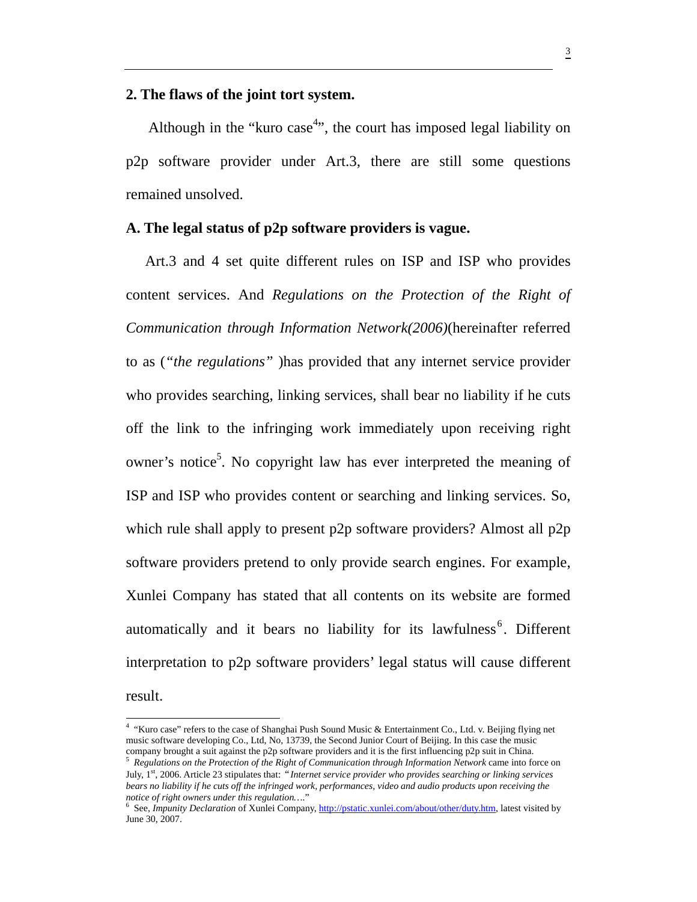## 2. The flaws of the joint tort system.

Although in the "kuro case[4]", the court has imposed legal liability on p2p software provider under Art.3, there are still some questions remained unsolved.

### A. The legal status of p2p software providers is vague.

Art.3 and 4 set quite different rules on ISP and ISP who provides content services. And *Regulations on the Protection of the Right of Communication through Information Network(2006)*(hereinafter referred to as (*"the regulations"* )has provided that any internet service provider who provides searching, linking services, shall bear no liability if he cuts off the link to the infringing work immediately upon receiving right owner's notice[5]. No copyright law has ever interpreted the meaning of ISP and ISP who provides content or searching and linking services. So, which rule shall apply to present p2p software providers? Almost all p2p software providers pretend to only provide search engines. For example, Xunlei Company has stated that all contents on its website are formed automatically and it bears no liability for its lawfulness[6]. Different interpretation to p2p software providers' legal status will cause different result.

---

[4] "Kuro case" refers to the case of Shanghai Push Sound Music & Entertainment Co., Ltd. v. Beijing flying net music software developing Co., Ltd, No, 13739, the Second Junior Court of Beijing. In this case the music company brought a suit against the p2p software providers and it is the first influencing p2p suit in China.

[5] *Regulations on the Protection of the Right of Communication through Information Network* came into force on July, 1st, 2006. Article 23 stipulates that: "*Internet service provider who provides searching or linking services bears no liability if he cuts off the infringed work, performances, video and audio products upon receiving the notice of right owners under this regulation….*"

[6] See, *Impunity Declaration* of Xunlei Company, http://pstatic.xunlei.com/about/other/duty.htm, latest visited by June 30, 2007.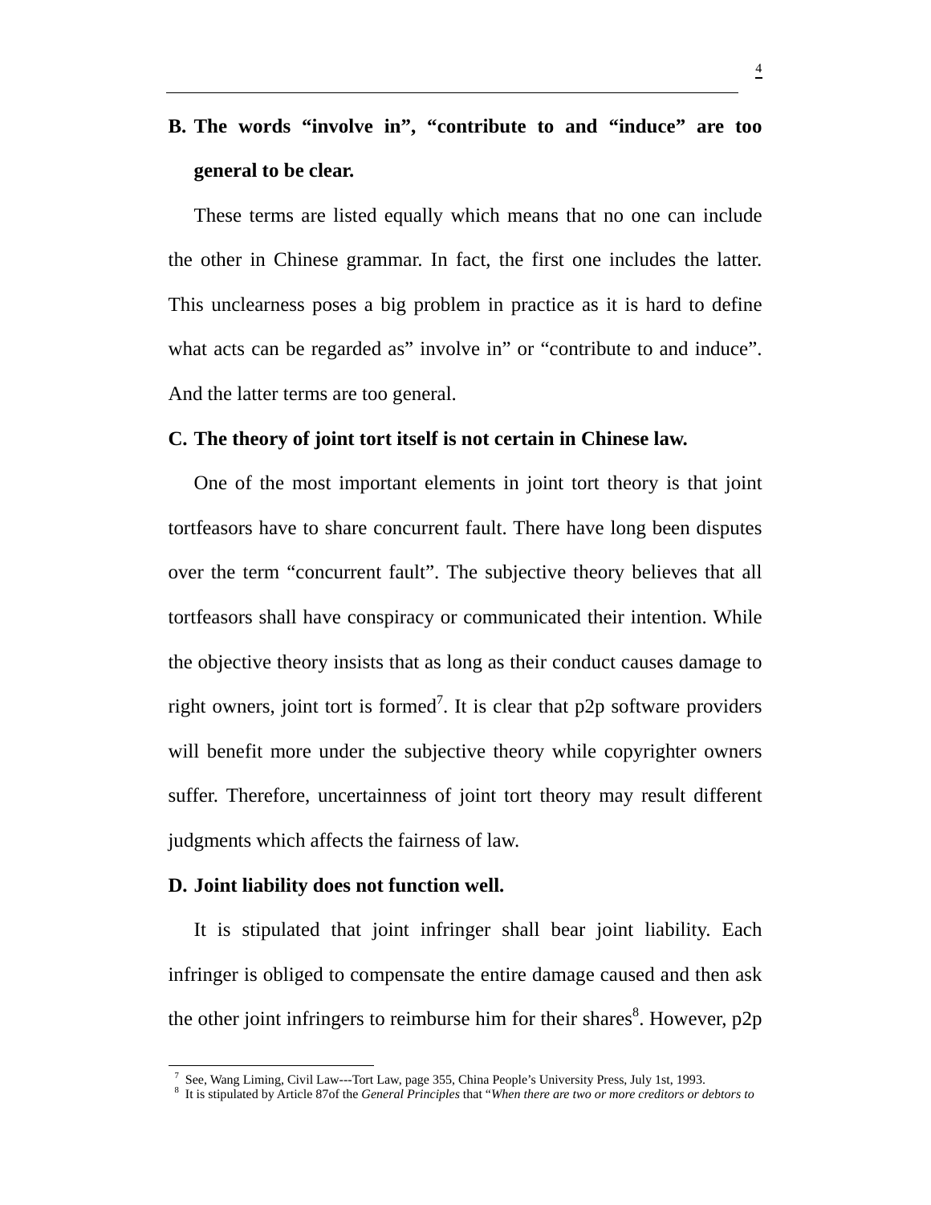**B. The words “involve in”, “contribute to and “induce” are too general to be clear.**

These terms are listed equally which means that no one can include the other in Chinese grammar. In fact, the first one includes the latter. This unclearness poses a big problem in practice as it is hard to define what acts can be regarded as” involve in” or “contribute to and induce”. And the latter terms are too general.

**C. The theory of joint tort itself is not certain in Chinese law.**

One of the most important elements in joint tort theory is that joint tortfeasors have to share concurrent fault. There have long been disputes over the term “concurrent fault”. The subjective theory believes that all tortfeasors shall have conspiracy or communicated their intention. While the objective theory insists that as long as their conduct causes damage to right owners, joint tort is formed[7]. It is clear that p2p software providers will benefit more under the subjective theory while copyrighter owners suffer. Therefore, uncertainness of joint tort theory may result different judgments which affects the fairness of law.

**D. Joint liability does not function well.**

It is stipulated that joint infringer shall bear joint liability. Each infringer is obliged to compensate the entire damage caused and then ask the other joint infringers to reimburse him for their shares[8]. However, p2p

---

[7] See, Wang Liming, Civil Law---Tort Law, page 355, China People’s University Press, July 1st, 1993.

[8] It is stipulated by Article 87of the *General Principles* that “*When there are two or more creditors or debtors to*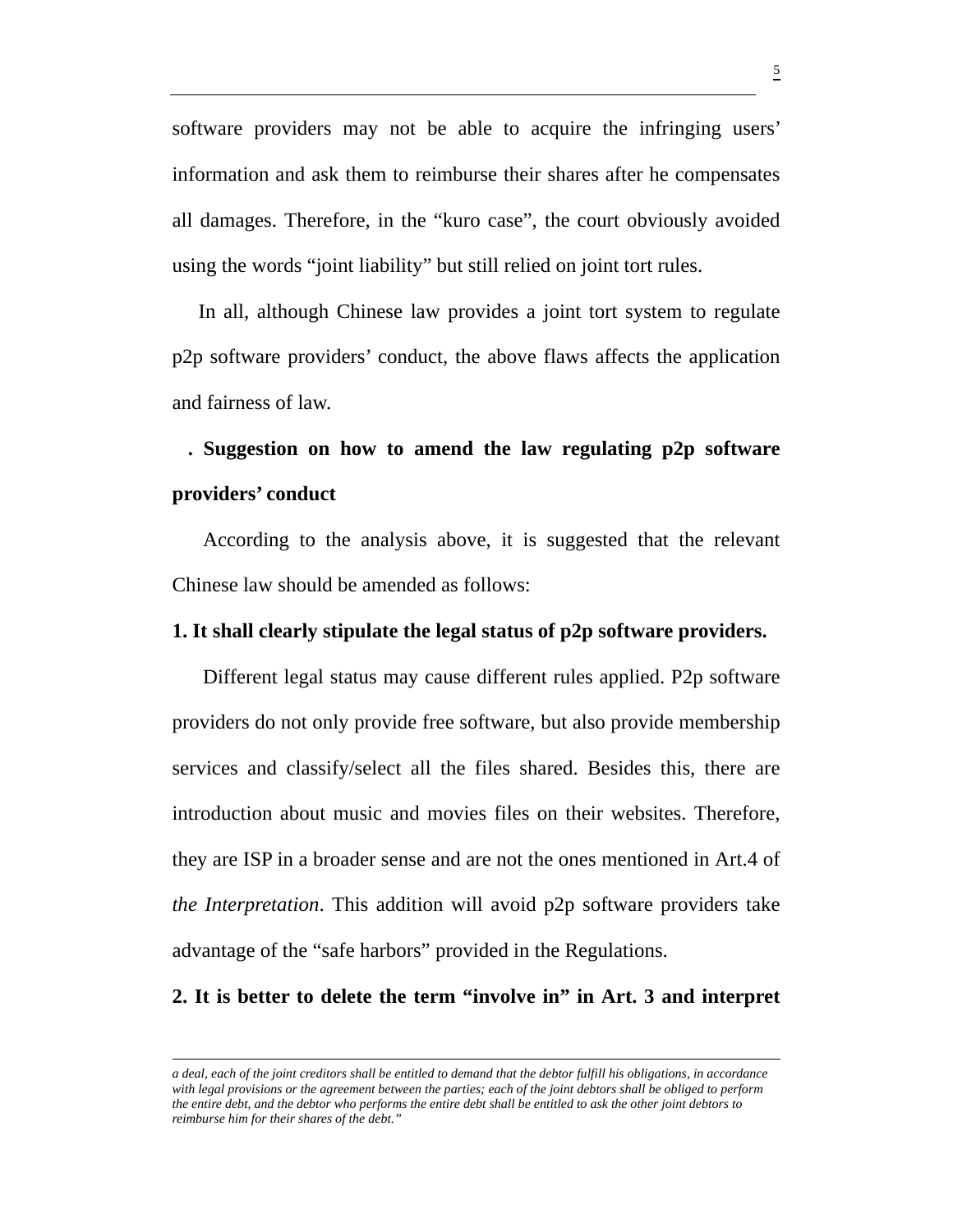software providers may not be able to acquire the infringing users' information and ask them to reimburse their shares after he compensates all damages. Therefore, in the "kuro case", the court obviously avoided using the words "joint liability" but still relied on joint tort rules.

In all, although Chinese law provides a joint tort system to regulate p2p software providers' conduct, the above flaws affects the application and fairness of law.

## . Suggestion on how to amend the law regulating p2p software providers' conduct

According to the analysis above, it is suggested that the relevant Chinese law should be amended as follows:

**1. It shall clearly stipulate the legal status of p2p software providers.**

Different legal status may cause different rules applied. P2p software providers do not only provide free software, but also provide membership services and classify/select all the files shared. Besides this, there are introduction about music and movies files on their websites. Therefore, they are ISP in a broader sense and are not the ones mentioned in Art.4 of *the Interpretation*. This addition will avoid p2p software providers take advantage of the "safe harbors" provided in the Regulations.

**2. It is better to delete the term "involve in" in Art. 3 and interpret**

---

*a deal, each of the joint creditors shall be entitled to demand that the debtor fulfill his obligations, in accordance with legal provisions or the agreement between the parties; each of the joint debtors shall be obliged to perform the entire debt, and the debtor who performs the entire debt shall be entitled to ask the other joint debtors to reimburse him for their shares of the debt."*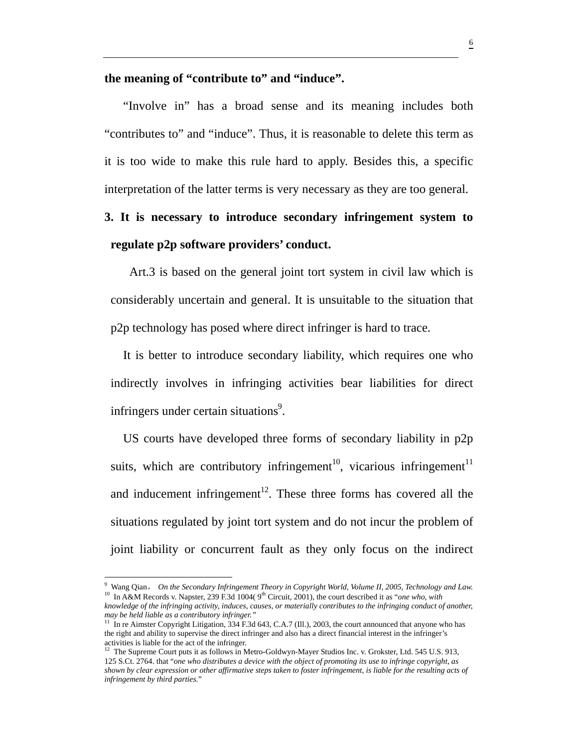**the meaning of "contribute to" and "induce".**

"Involve in" has a broad sense and its meaning includes both "contributes to" and "induce". Thus, it is reasonable to delete this term as it is too wide to make this rule hard to apply. Besides this, a specific interpretation of the latter terms is very necessary as they are too general.

**3. It is necessary to introduce secondary infringement system to regulate p2p software providers' conduct.**

Art.3 is based on the general joint tort system in civil law which is considerably uncertain and general. It is unsuitable to the situation that p2p technology has posed where direct infringer is hard to trace.

It is better to introduce secondary liability, which requires one who indirectly involves in infringing activities bear liabilities for direct infringers under certain situations[9].

US courts have developed three forms of secondary liability in p2p suits, which are contributory infringement[10], vicarious infringement[11] and inducement infringement[12]. These three forms has covered all the situations regulated by joint tort system and do not incur the problem of joint liability or concurrent fault as they only focus on the indirect

---

[9] Wang Qian， *On the Secondary Infringement Theory in Copyright World, Volume II, 2005, Technology and Law.*

[10] In A&M Records v. Napster, 239 F.3d 1004( 9th Circuit, 2001), the court described it as "*one who, with knowledge of the infringing activity, induces, causes, or materially contributes to the infringing conduct of another, may be held liable as a contributory infringer.*"

[11] In re Aimster Copyright Litigation, 334 F.3d 643, C.A.7 (Ill.), 2003, the court announced that anyone who has the right and ability to supervise the direct infringer and also has a direct financial interest in the infringer's activities is liable for the act of the infringer.

[12] The Supreme Court puts it as follows in Metro-Goldwyn-Mayer Studios Inc. v. Grokster, Ltd. 545 U.S. 913, 125 S.Ct. 2764. that "*one who distributes a device with the object of promoting its use to infringe copyright, as shown by clear expression or other affirmative steps taken to foster infringement, is liable for the resulting acts of infringement by third parties*."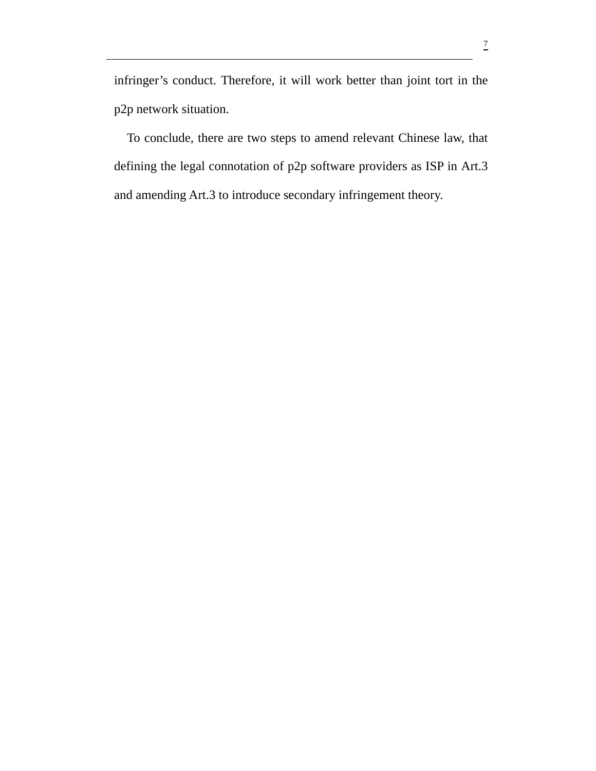infringer's conduct. Therefore, it will work better than joint tort in the p2p network situation.

To conclude, there are two steps to amend relevant Chinese law, that defining the legal connotation of p2p software providers as ISP in Art.3 and amending Art.3 to introduce secondary infringement theory.